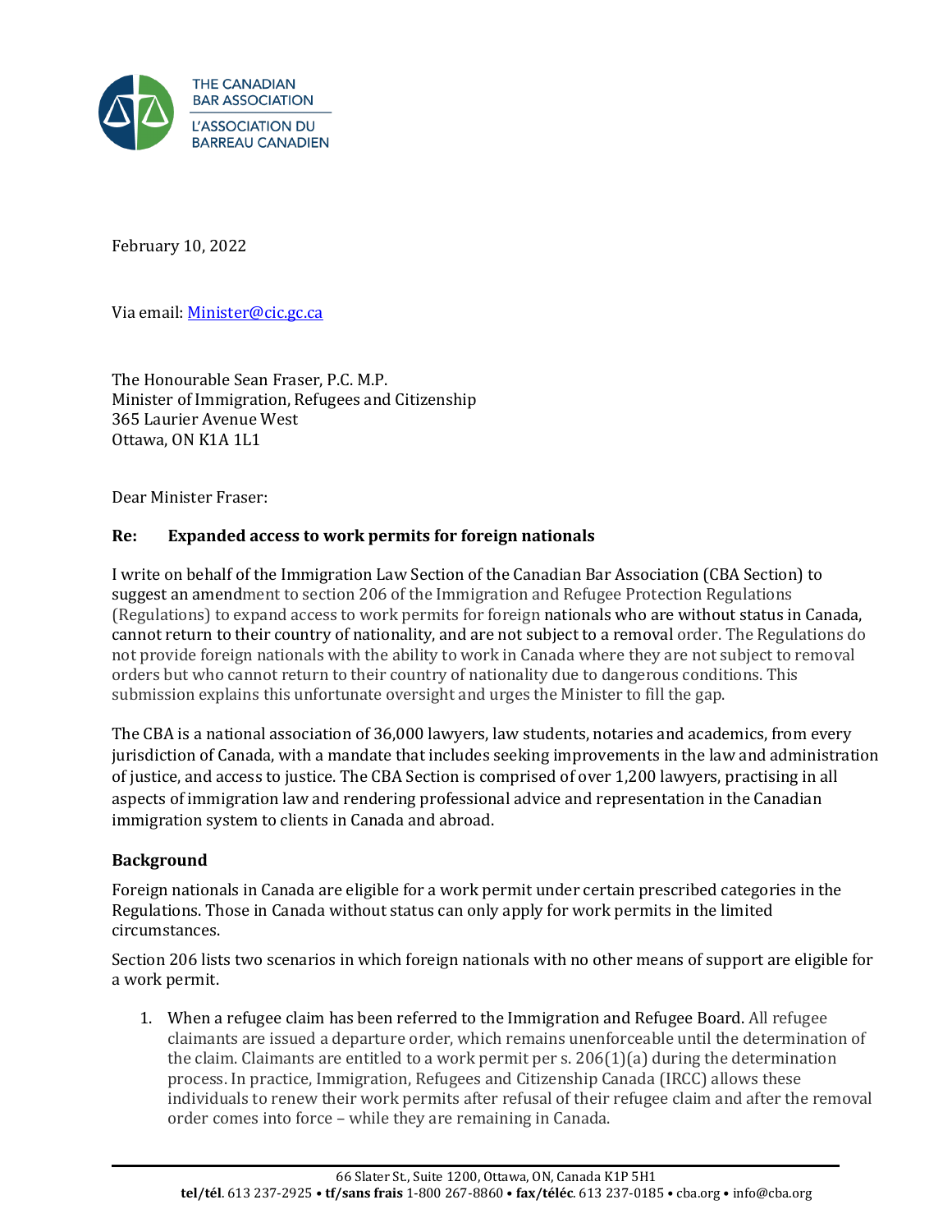THE CANADIAN BAR ASSOCIATION
L'ASSOCIATION DU BARREAU CANADIEN

February 10, 2022

Via email: Minister@cic.gc.ca

The Honourable Sean Fraser, P.C. M.P.
Minister of Immigration, Refugees and Citizenship
365 Laurier Avenue West
Ottawa, ON K1A 1L1

Dear Minister Fraser:

**Re: Expanded access to work permits for foreign nationals**

I write on behalf of the Immigration Law Section of the Canadian Bar Association (CBA Section) to suggest an amendment to section 206 of the Immigration and Refugee Protection Regulations (Regulations) to expand access to work permits for foreign nationals who are without status in Canada, cannot return to their country of nationality, and are not subject to a removal order. The Regulations do not provide foreign nationals with the ability to work in Canada where they are not subject to removal orders but who cannot return to their country of nationality due to dangerous conditions. This submission explains this unfortunate oversight and urges the Minister to fill the gap.

The CBA is a national association of 36,000 lawyers, law students, notaries and academics, from every jurisdiction of Canada, with a mandate that includes seeking improvements in the law and administration of justice, and access to justice. The CBA Section is comprised of over 1,200 lawyers, practising in all aspects of immigration law and rendering professional advice and representation in the Canadian immigration system to clients in Canada and abroad.

## Background

Foreign nationals in Canada are eligible for a work permit under certain prescribed categories in the Regulations. Those in Canada without status can only apply for work permits in the limited circumstances.

Section 206 lists two scenarios in which foreign nationals with no other means of support are eligible for a work permit.

1. When a refugee claim has been referred to the Immigration and Refugee Board. All refugee claimants are issued a departure order, which remains unenforceable until the determination of the claim. Claimants are entitled to a work permit per s. 206(1)(a) during the determination process. In practice, Immigration, Refugees and Citizenship Canada (IRCC) allows these individuals to renew their work permits after refusal of their refugee claim and after the removal order comes into force – while they are remaining in Canada.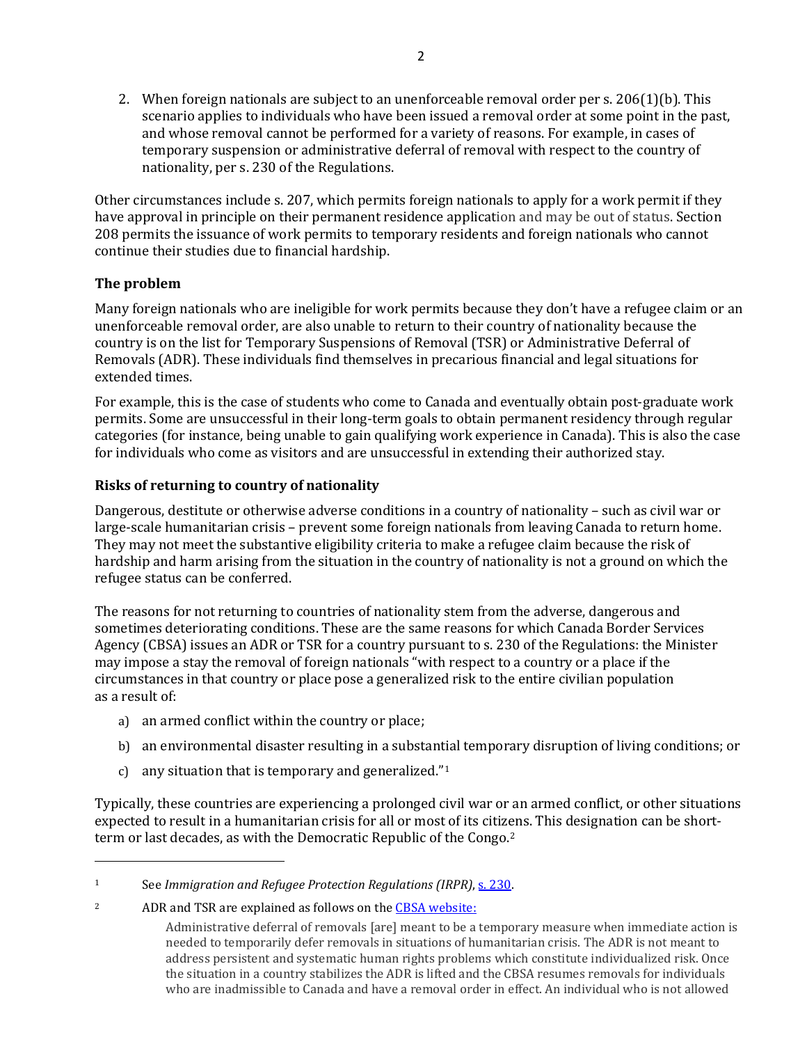2. When foreign nationals are subject to an unenforceable removal order per s. 206(1)(b). This scenario applies to individuals who have been issued a removal order at some point in the past, and whose removal cannot be performed for a variety of reasons. For example, in cases of temporary suspension or administrative deferral of removal with respect to the country of nationality, per s. 230 of the Regulations.

Other circumstances include s. 207, which permits foreign nationals to apply for a work permit if they have approval in principle on their permanent residence application and may be out of status. Section 208 permits the issuance of work permits to temporary residents and foreign nationals who cannot continue their studies due to financial hardship.

### The problem

Many foreign nationals who are ineligible for work permits because they don't have a refugee claim or an unenforceable removal order, are also unable to return to their country of nationality because the country is on the list for Temporary Suspensions of Removal (TSR) or Administrative Deferral of Removals (ADR). These individuals find themselves in precarious financial and legal situations for extended times.

For example, this is the case of students who come to Canada and eventually obtain post-graduate work permits. Some are unsuccessful in their long-term goals to obtain permanent residency through regular categories (for instance, being unable to gain qualifying work experience in Canada). This is also the case for individuals who come as visitors and are unsuccessful in extending their authorized stay.

### Risks of returning to country of nationality

Dangerous, destitute or otherwise adverse conditions in a country of nationality – such as civil war or large-scale humanitarian crisis – prevent some foreign nationals from leaving Canada to return home. They may not meet the substantive eligibility criteria to make a refugee claim because the risk of hardship and harm arising from the situation in the country of nationality is not a ground on which the refugee status can be conferred.

The reasons for not returning to countries of nationality stem from the adverse, dangerous and sometimes deteriorating conditions. These are the same reasons for which Canada Border Services Agency (CBSA) issues an ADR or TSR for a country pursuant to s. 230 of the Regulations: the Minister may impose a stay the removal of foreign nationals "with respect to a country or a place if the circumstances in that country or place pose a generalized risk to the entire civilian population as a result of:

a) an armed conflict within the country or place;

b) an environmental disaster resulting in a substantial temporary disruption of living conditions; or

c) any situation that is temporary and generalized."[1]

Typically, these countries are experiencing a prolonged civil war or an armed conflict, or other situations expected to result in a humanitarian crisis for all or most of its citizens. This designation can be short-term or last decades, as with the Democratic Republic of the Congo.[2]

---

[1] See *Immigration and Refugee Protection Regulations (IRPR)*, s. 230.

[2] ADR and TSR are explained as follows on the CBSA website:

> Administrative deferral of removals [are] meant to be a temporary measure when immediate action is needed to temporarily defer removals in situations of humanitarian crisis. The ADR is not meant to address persistent and systematic human rights problems which constitute individualized risk. Once the situation in a country stabilizes the ADR is lifted and the CBSA resumes removals for individuals who are inadmissible to Canada and have a removal order in effect. An individual who is not allowed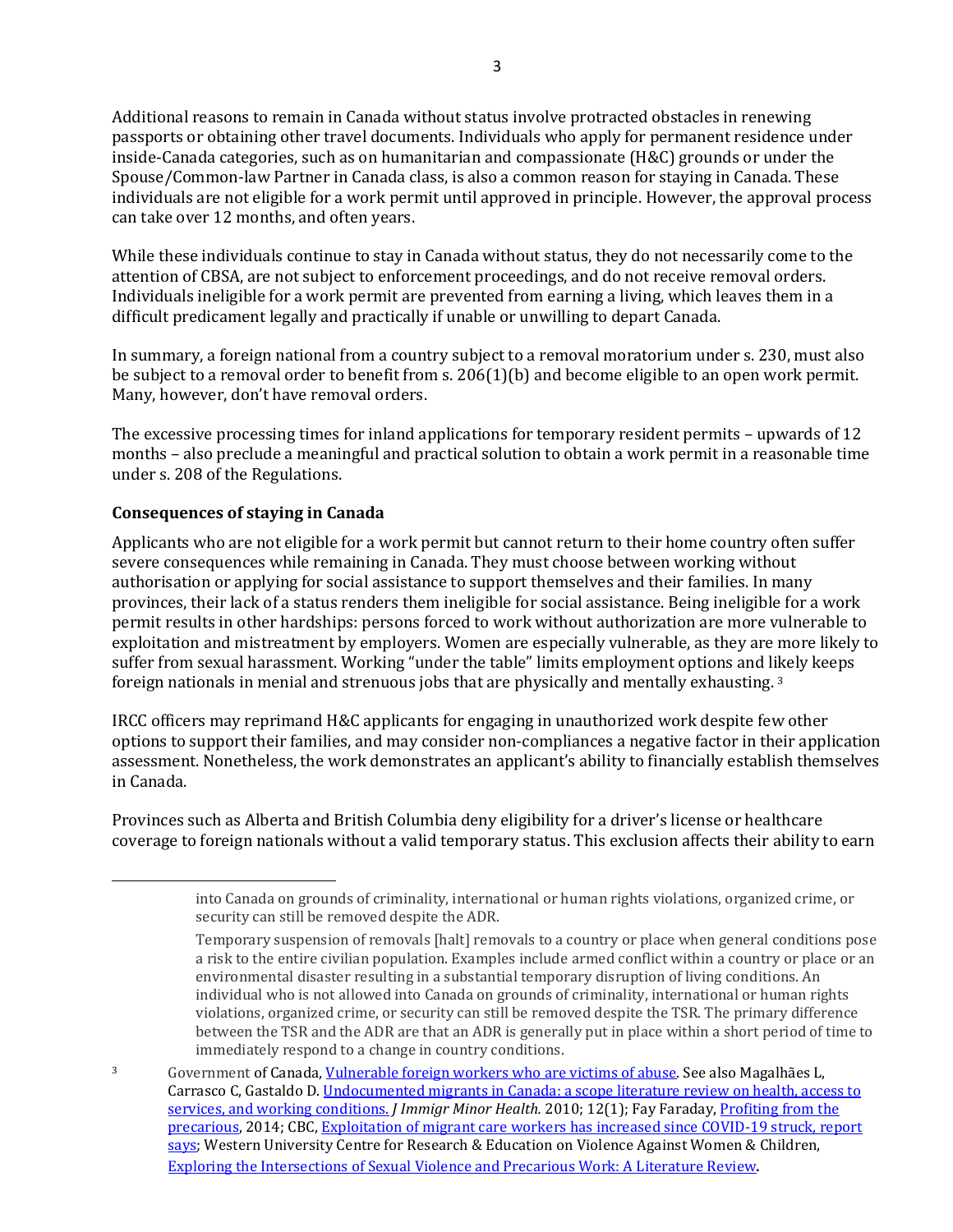Additional reasons to remain in Canada without status involve protracted obstacles in renewing passports or obtaining other travel documents. Individuals who apply for permanent residence under inside-Canada categories, such as on humanitarian and compassionate (H&C) grounds or under the Spouse/Common-law Partner in Canada class, is also a common reason for staying in Canada. These individuals are not eligible for a work permit until approved in principle. However, the approval process can take over 12 months, and often years.

While these individuals continue to stay in Canada without status, they do not necessarily come to the attention of CBSA, are not subject to enforcement proceedings, and do not receive removal orders. Individuals ineligible for a work permit are prevented from earning a living, which leaves them in a difficult predicament legally and practically if unable or unwilling to depart Canada.

In summary, a foreign national from a country subject to a removal moratorium under s. 230, must also be subject to a removal order to benefit from s. 206(1)(b) and become eligible to an open work permit. Many, however, don't have removal orders.

The excessive processing times for inland applications for temporary resident permits – upwards of 12 months – also preclude a meaningful and practical solution to obtain a work permit in a reasonable time under s. 208 of the Regulations.

## Consequences of staying in Canada

Applicants who are not eligible for a work permit but cannot return to their home country often suffer severe consequences while remaining in Canada. They must choose between working without authorisation or applying for social assistance to support themselves and their families. In many provinces, their lack of a status renders them ineligible for social assistance. Being ineligible for a work permit results in other hardships: persons forced to work without authorization are more vulnerable to exploitation and mistreatment by employers. Women are especially vulnerable, as they are more likely to suffer from sexual harassment. Working "under the table" limits employment options and likely keeps foreign nationals in menial and strenuous jobs that are physically and mentally exhausting. [3]

IRCC officers may reprimand H&C applicants for engaging in unauthorized work despite few other options to support their families, and may consider non-compliances a negative factor in their application assessment. Nonetheless, the work demonstrates an applicant's ability to financially establish themselves in Canada.

Provinces such as Alberta and British Columbia deny eligibility for a driver's license or healthcare coverage to foreign nationals without a valid temporary status. This exclusion affects their ability to earn

---

into Canada on grounds of criminality, international or human rights violations, organized crime, or security can still be removed despite the ADR.

Temporary suspension of removals [halt] removals to a country or place when general conditions pose a risk to the entire civilian population. Examples include armed conflict within a country or place or an environmental disaster resulting in a substantial temporary disruption of living conditions. An individual who is not allowed into Canada on grounds of criminality, international or human rights violations, organized crime, or security can still be removed despite the TSR. The primary difference between the TSR and the ADR are that an ADR is generally put in place within a short period of time to immediately respond to a change in country conditions.

[3] Government of Canada, Vulnerable foreign workers who are victims of abuse. See also Magalhães L, Carrasco C, Gastaldo D. Undocumented migrants in Canada: a scope literature review on health, access to services, and working conditions. *J Immigr Minor Health.* 2010; 12(1); Fay Faraday, Profiting from the precarious, 2014; CBC, Exploitation of migrant care workers has increased since COVID-19 struck, report says; Western University Centre for Research & Education on Violence Against Women & Children, Exploring the Intersections of Sexual Violence and Precarious Work: A Literature Review.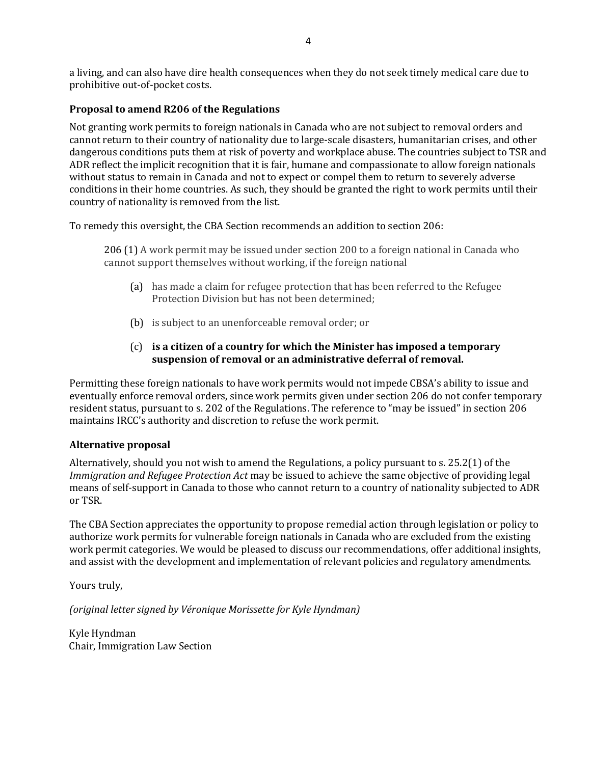a living, and can also have dire health consequences when they do not seek timely medical care due to prohibitive out-of-pocket costs.

### Proposal to amend R206 of the Regulations

Not granting work permits to foreign nationals in Canada who are not subject to removal orders and cannot return to their country of nationality due to large-scale disasters, humanitarian crises, and other dangerous conditions puts them at risk of poverty and workplace abuse. The countries subject to TSR and ADR reflect the implicit recognition that it is fair, humane and compassionate to allow foreign nationals without status to remain in Canada and not to expect or compel them to return to severely adverse conditions in their home countries. As such, they should be granted the right to work permits until their country of nationality is removed from the list.

To remedy this oversight, the CBA Section recommends an addition to section 206:

> 206 (1) A work permit may be issued under section 200 to a foreign national in Canada who cannot support themselves without working, if the foreign national
>
> (a) has made a claim for refugee protection that has been referred to the Refugee Protection Division but has not been determined;
>
> (b) is subject to an unenforceable removal order; or
>
> (c) **is a citizen of a country for which the Minister has imposed a temporary suspension of removal or an administrative deferral of removal.**

Permitting these foreign nationals to have work permits would not impede CBSA's ability to issue and eventually enforce removal orders, since work permits given under section 206 do not confer temporary resident status, pursuant to s. 202 of the Regulations. The reference to "may be issued" in section 206 maintains IRCC's authority and discretion to refuse the work permit.

### Alternative proposal

Alternatively, should you not wish to amend the Regulations, a policy pursuant to s. 25.2(1) of the *Immigration and Refugee Protection Act* may be issued to achieve the same objective of providing legal means of self-support in Canada to those who cannot return to a country of nationality subjected to ADR or TSR.

The CBA Section appreciates the opportunity to propose remedial action through legislation or policy to authorize work permits for vulnerable foreign nationals in Canada who are excluded from the existing work permit categories. We would be pleased to discuss our recommendations, offer additional insights, and assist with the development and implementation of relevant policies and regulatory amendments.

Yours truly,

*(original letter signed by Véronique Morissette for Kyle Hyndman)*

Kyle Hyndman
Chair, Immigration Law Section